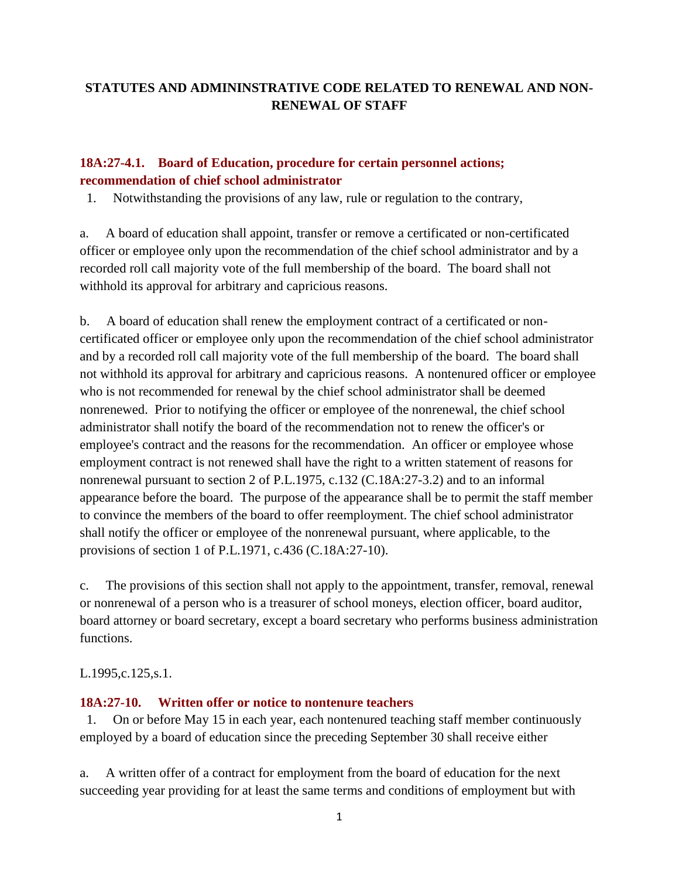# STATUTES AND ADMININSTRATIVE CODE RELATED TO RENEWAL AND NON-RENEWAL OF STAFF

## 18A:27-4.1. Board of Education, procedure for certain personnel actions; recommendation of chief school administrator

1. Notwithstanding the provisions of any law, rule or regulation to the contrary,

a. A board of education shall appoint, transfer or remove a certificated or non-certificated officer or employee only upon the recommendation of the chief school administrator and by a recorded roll call majority vote of the full membership of the board. The board shall not withhold its approval for arbitrary and capricious reasons.

b. A board of education shall renew the employment contract of a certificated or non-certificated officer or employee only upon the recommendation of the chief school administrator and by a recorded roll call majority vote of the full membership of the board. The board shall not withhold its approval for arbitrary and capricious reasons. A nontenured officer or employee who is not recommended for renewal by the chief school administrator shall be deemed nonrenewed. Prior to notifying the officer or employee of the nonrenewal, the chief school administrator shall notify the board of the recommendation not to renew the officer's or employee's contract and the reasons for the recommendation. An officer or employee whose employment contract is not renewed shall have the right to a written statement of reasons for nonrenewal pursuant to section 2 of P.L.1975, c.132 (C.18A:27-3.2) and to an informal appearance before the board. The purpose of the appearance shall be to permit the staff member to convince the members of the board to offer reemployment. The chief school administrator shall notify the officer or employee of the nonrenewal pursuant, where applicable, to the provisions of section 1 of P.L.1971, c.436 (C.18A:27-10).

c. The provisions of this section shall not apply to the appointment, transfer, removal, renewal or nonrenewal of a person who is a treasurer of school moneys, election officer, board auditor, board attorney or board secretary, except a board secretary who performs business administration functions.

L.1995,c.125,s.1.

## 18A:27-10. Written offer or notice to nontenure teachers

1. On or before May 15 in each year, each nontenured teaching staff member continuously employed by a board of education since the preceding September 30 shall receive either

a. A written offer of a contract for employment from the board of education for the next succeeding year providing for at least the same terms and conditions of employment but with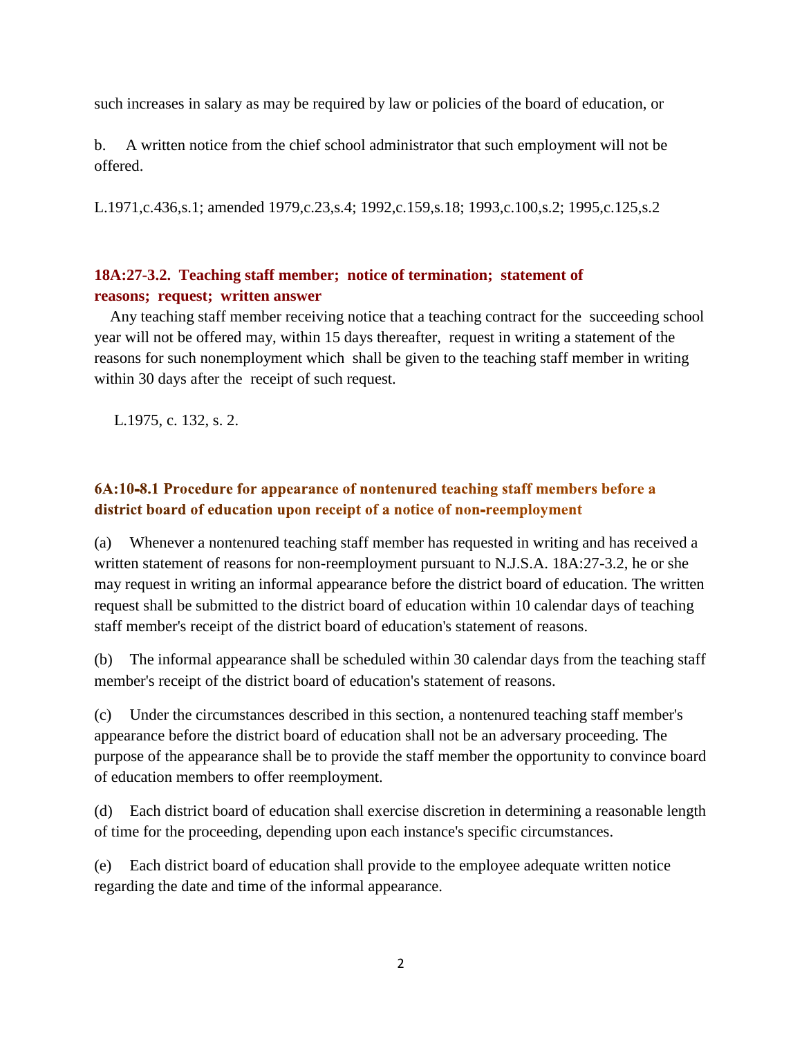such increases in salary as may be required by law or policies of the board of education, or

b. A written notice from the chief school administrator that such employment will not be offered.

L.1971,c.436,s.1; amended 1979,c.23,s.4; 1992,c.159,s.18; 1993,c.100,s.2; 1995,c.125,s.2

### 18A:27-3.2. Teaching staff member; notice of termination; statement of reasons; request; written answer

Any teaching staff member receiving notice that a teaching contract for the succeeding school year will not be offered may, within 15 days thereafter, request in writing a statement of the reasons for such nonemployment which shall be given to the teaching staff member in writing within 30 days after the receipt of such request.

L.1975, c. 132, s. 2.

### 6A:10-8.1 Procedure for appearance of nontenured teaching staff members before a district board of education upon receipt of a notice of non-reemployment

(a) Whenever a nontenured teaching staff member has requested in writing and has received a written statement of reasons for non-reemployment pursuant to N.J.S.A. 18A:27-3.2, he or she may request in writing an informal appearance before the district board of education. The written request shall be submitted to the district board of education within 10 calendar days of teaching staff member's receipt of the district board of education's statement of reasons.

(b) The informal appearance shall be scheduled within 30 calendar days from the teaching staff member's receipt of the district board of education's statement of reasons.

(c) Under the circumstances described in this section, a nontenured teaching staff member's appearance before the district board of education shall not be an adversary proceeding. The purpose of the appearance shall be to provide the staff member the opportunity to convince board of education members to offer reemployment.

(d) Each district board of education shall exercise discretion in determining a reasonable length of time for the proceeding, depending upon each instance's specific circumstances.

(e) Each district board of education shall provide to the employee adequate written notice regarding the date and time of the informal appearance.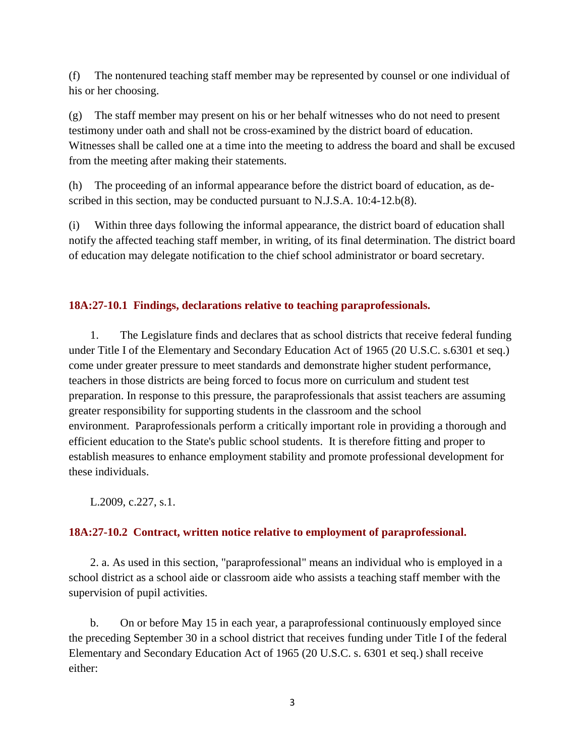(f) The nontenured teaching staff member may be represented by counsel or one individual of his or her choosing.

(g) The staff member may present on his or her behalf witnesses who do not need to present testimony under oath and shall not be cross-examined by the district board of education. Witnesses shall be called one at a time into the meeting to address the board and shall be excused from the meeting after making their statements.

(h) The proceeding of an informal appearance before the district board of education, as described in this section, may be conducted pursuant to N.J.S.A. 10:4-12.b(8).

(i) Within three days following the informal appearance, the district board of education shall notify the affected teaching staff member, in writing, of its final determination. The district board of education may delegate notification to the chief school administrator or board secretary.

### 18A:27-10.1 Findings, declarations relative to teaching paraprofessionals.

1. The Legislature finds and declares that as school districts that receive federal funding under Title I of the Elementary and Secondary Education Act of 1965 (20 U.S.C. s.6301 et seq.) come under greater pressure to meet standards and demonstrate higher student performance, teachers in those districts are being forced to focus more on curriculum and student test preparation. In response to this pressure, the paraprofessionals that assist teachers are assuming greater responsibility for supporting students in the classroom and the school environment. Paraprofessionals perform a critically important role in providing a thorough and efficient education to the State's public school students. It is therefore fitting and proper to establish measures to enhance employment stability and promote professional development for these individuals.

L.2009, c.227, s.1.

### 18A:27-10.2 Contract, written notice relative to employment of paraprofessional.

2. a. As used in this section, "paraprofessional" means an individual who is employed in a school district as a school aide or classroom aide who assists a teaching staff member with the supervision of pupil activities.

b. On or before May 15 in each year, a paraprofessional continuously employed since the preceding September 30 in a school district that receives funding under Title I of the federal Elementary and Secondary Education Act of 1965 (20 U.S.C. s. 6301 et seq.) shall receive either: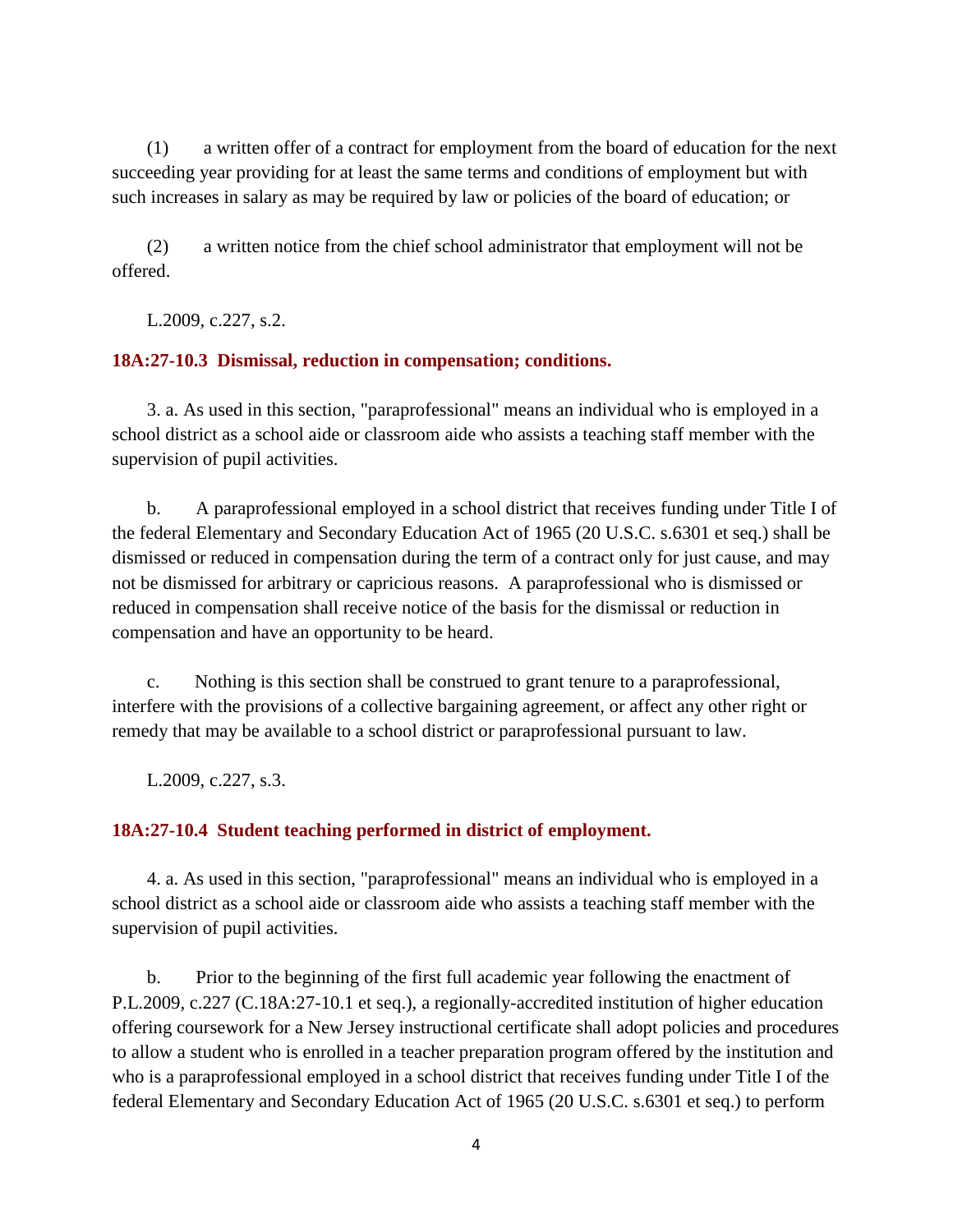(1) a written offer of a contract for employment from the board of education for the next succeeding year providing for at least the same terms and conditions of employment but with such increases in salary as may be required by law or policies of the board of education; or

(2) a written notice from the chief school administrator that employment will not be offered.

L.2009, c.227, s.2.

**18A:27-10.3 Dismissal, reduction in compensation; conditions.**

3. a. As used in this section, "paraprofessional" means an individual who is employed in a school district as a school aide or classroom aide who assists a teaching staff member with the supervision of pupil activities.

b. A paraprofessional employed in a school district that receives funding under Title I of the federal Elementary and Secondary Education Act of 1965 (20 U.S.C. s.6301 et seq.) shall be dismissed or reduced in compensation during the term of a contract only for just cause, and may not be dismissed for arbitrary or capricious reasons. A paraprofessional who is dismissed or reduced in compensation shall receive notice of the basis for the dismissal or reduction in compensation and have an opportunity to be heard.

c. Nothing is this section shall be construed to grant tenure to a paraprofessional, interfere with the provisions of a collective bargaining agreement, or affect any other right or remedy that may be available to a school district or paraprofessional pursuant to law.

L.2009, c.227, s.3.

**18A:27-10.4 Student teaching performed in district of employment.**

4. a. As used in this section, "paraprofessional" means an individual who is employed in a school district as a school aide or classroom aide who assists a teaching staff member with the supervision of pupil activities.

b. Prior to the beginning of the first full academic year following the enactment of P.L.2009, c.227 (C.18A:27-10.1 et seq.), a regionally-accredited institution of higher education offering coursework for a New Jersey instructional certificate shall adopt policies and procedures to allow a student who is enrolled in a teacher preparation program offered by the institution and who is a paraprofessional employed in a school district that receives funding under Title I of the federal Elementary and Secondary Education Act of 1965 (20 U.S.C. s.6301 et seq.) to perform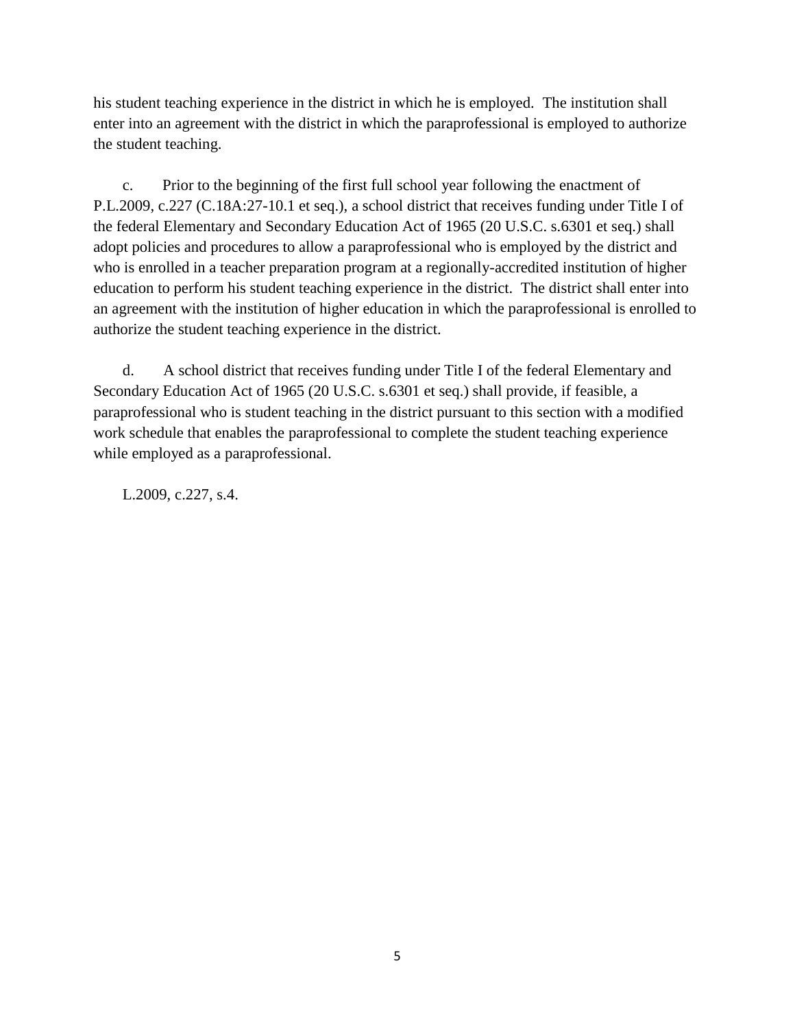his student teaching experience in the district in which he is employed. The institution shall enter into an agreement with the district in which the paraprofessional is employed to authorize the student teaching.

c. Prior to the beginning of the first full school year following the enactment of P.L.2009, c.227 (C.18A:27-10.1 et seq.), a school district that receives funding under Title I of the federal Elementary and Secondary Education Act of 1965 (20 U.S.C. s.6301 et seq.) shall adopt policies and procedures to allow a paraprofessional who is employed by the district and who is enrolled in a teacher preparation program at a regionally-accredited institution of higher education to perform his student teaching experience in the district. The district shall enter into an agreement with the institution of higher education in which the paraprofessional is enrolled to authorize the student teaching experience in the district.

d. A school district that receives funding under Title I of the federal Elementary and Secondary Education Act of 1965 (20 U.S.C. s.6301 et seq.) shall provide, if feasible, a paraprofessional who is student teaching in the district pursuant to this section with a modified work schedule that enables the paraprofessional to complete the student teaching experience while employed as a paraprofessional.

L.2009, c.227, s.4.